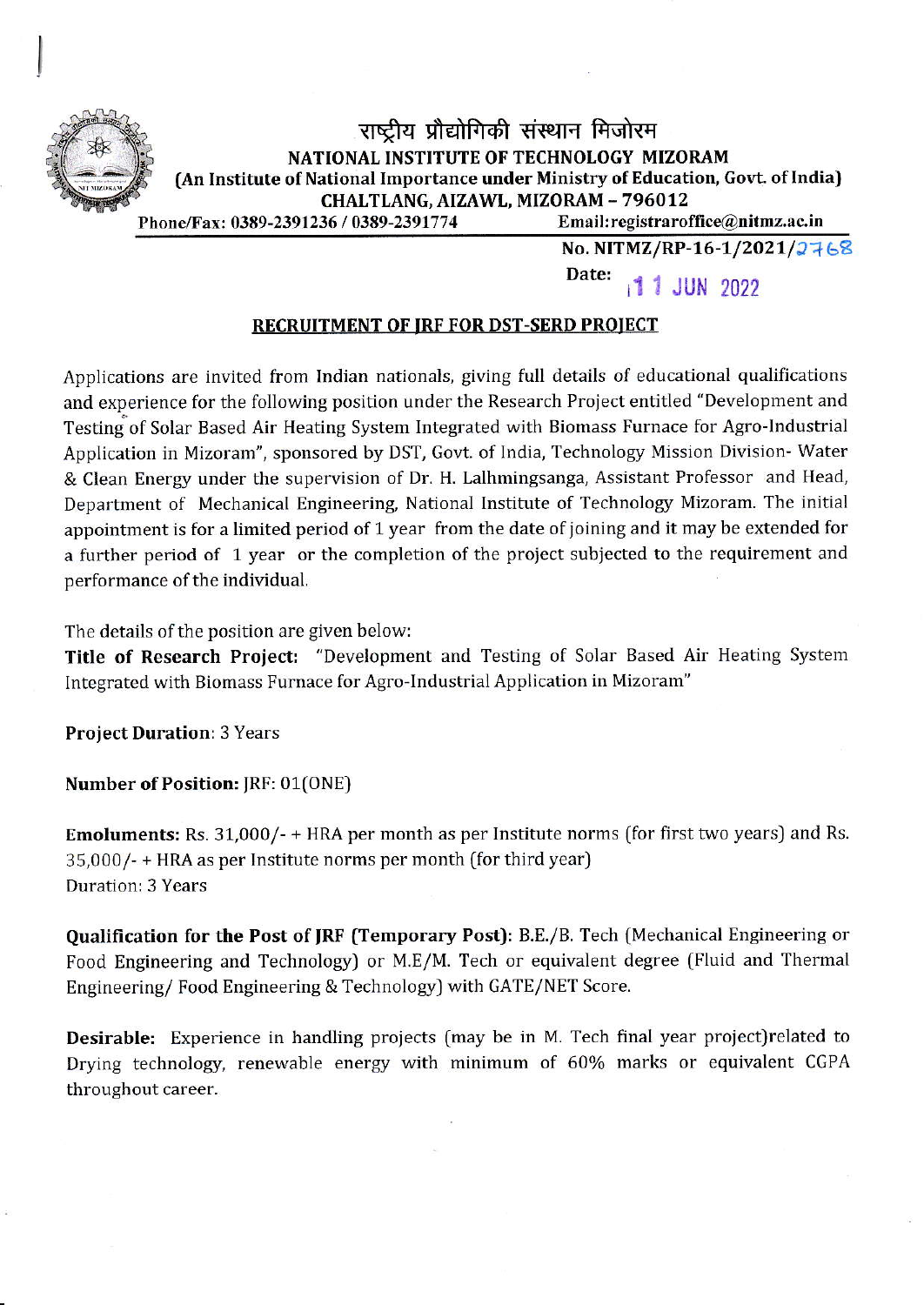राष्ट्रीय प्रौद्योगिकी संस्थान मिजोरम

**NATIONAL INSTITUTE OF TECHNOLOGY MIZORAM**

**(An Institute of National Importance under Ministry of Education, Govt. of India)**

**CHALTLANG, AIZAWL, MIZORAM – 796012**

**Phone/Fax: 0389-2391236 / 0389-2391774** **Email:registraroffice@nitmz.ac.in**

**No. NITMZ/RP-16-1/2021/2768**

**Date: 11 JUN 2022**

## RECRUITMENT OF JRF FOR DST-SERD PROJECT

Applications are invited from Indian nationals, giving full details of educational qualifications and experience for the following position under the Research Project entitled "Development and Testing of Solar Based Air Heating System Integrated with Biomass Furnace for Agro-Industrial Application in Mizoram", sponsored by DST, Govt. of India, Technology Mission Division- Water & Clean Energy under the supervision of Dr. H. Lalhmingsanga, Assistant Professor and Head, Department of Mechanical Engineering, National Institute of Technology Mizoram. The initial appointment is for a limited period of 1 year from the date of joining and it may be extended for a further period of 1 year or the completion of the project subjected to the requirement and performance of the individual.

The details of the position are given below:

**Title of Research Project:** "Development and Testing of Solar Based Air Heating System Integrated with Biomass Furnace for Agro-Industrial Application in Mizoram"

**Project Duration**: 3 Years

**Number of Position:** JRF: 01(ONE)

**Emoluments:** Rs. 31,000/- + HRA per month as per Institute norms (for first two years) and Rs. 35,000/- + HRA as per Institute norms per month (for third year)
Duration: 3 Years

**Qualification for the Post of JRF (Temporary Post):** B.E./B. Tech (Mechanical Engineering or Food Engineering and Technology) or M.E/M. Tech or equivalent degree (Fluid and Thermal Engineering/ Food Engineering & Technology) with GATE/NET Score.

**Desirable:** Experience in handling projects (may be in M. Tech final year project)related to Drying technology, renewable energy with minimum of 60% marks or equivalent CGPA throughout career.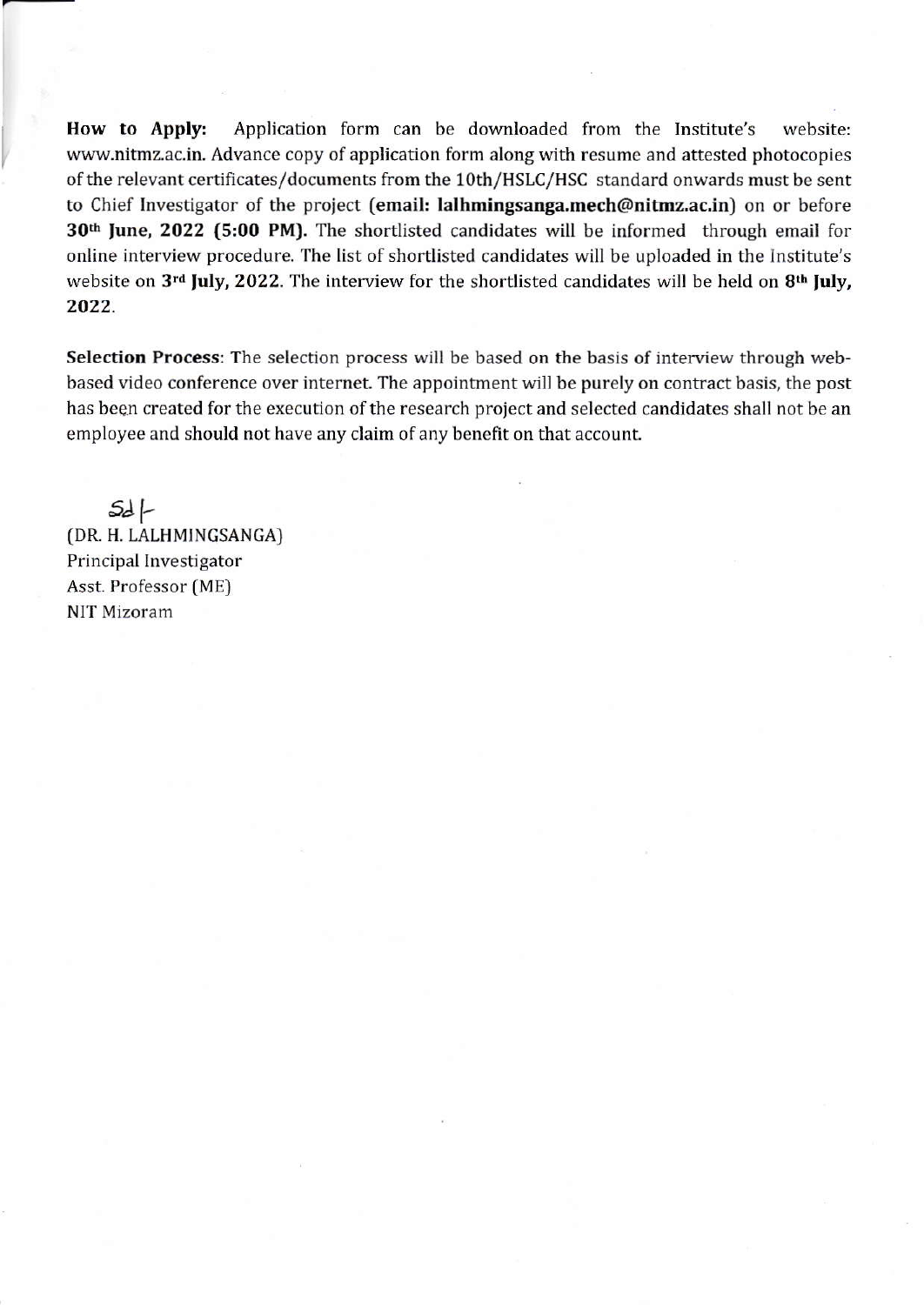**How to Apply:** Application form can be downloaded from the Institute's website: www.nitmz.ac.in. Advance copy of application form along with resume and attested photocopies of the relevant certificates/documents from the 10th/HSLC/HSC standard onwards must be sent to Chief Investigator of the project **(email: lalhmingsanga.mech@nitmz.ac.in)** on or before **30th June, 2022 (5:00 PM).** The shortlisted candidates will be informed through email for online interview procedure. The list of shortlisted candidates will be uploaded in the Institute's website on **3rd July, 2022.** The interview for the shortlisted candidates will be held on **8th July, 2022**.

**Selection Process**: The selection process will be based on the basis of interview through web-based video conference over internet. The appointment will be purely on contract basis, the post has been created for the execution of the research project and selected candidates shall not be an employee and should not have any claim of any benefit on that account.

Sd/-

(DR. H. LALHMINGSANGA)
Principal Investigator
Asst. Professor (ME)
NIT Mizoram